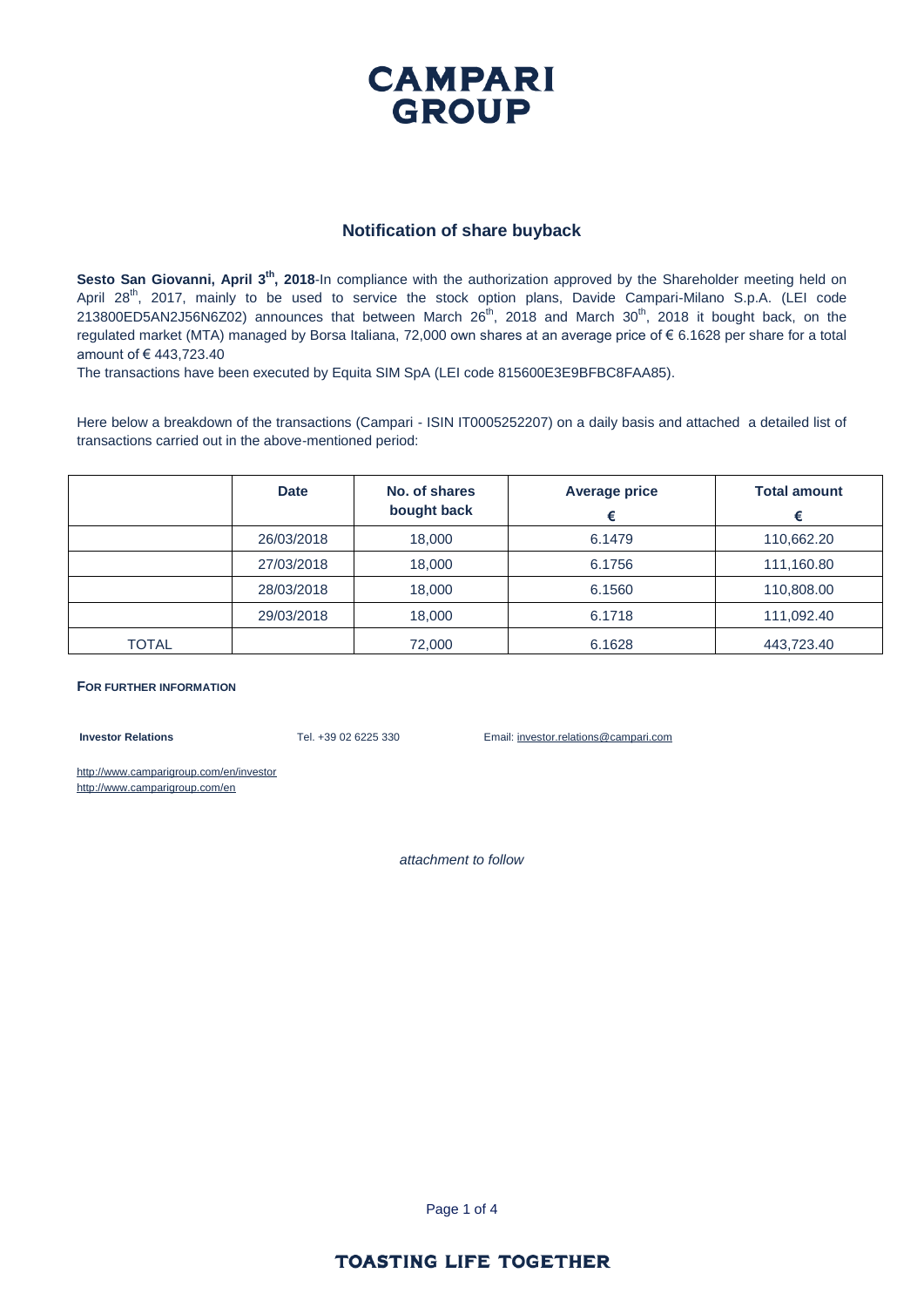# CAMPARI GROUP

## Notification of share buyback

**Sesto San Giovanni, April 3th, 2018**-In compliance with the authorization approved by the Shareholder meeting held on April 28th, 2017, mainly to be used to service the stock option plans, Davide Campari-Milano S.p.A. (LEI code 213800ED5AN2J56N6Z02) announces that between March 26th, 2018 and March 30th, 2018 it bought back, on the regulated market (MTA) managed by Borsa Italiana, 72,000 own shares at an average price of € 6.1628 per share for a total amount of € 443,723.40

The transactions have been executed by Equita SIM SpA (LEI code 815600E3E9BFBC8FAA85).

Here below a breakdown of the transactions (Campari - ISIN IT0005252207) on a daily basis and attached a detailed list of transactions carried out in the above-mentioned period:

| | Date | No. of shares bought back | Average price € | Total amount € |
|---|---|---|---|---|
| | 26/03/2018 | 18,000 | 6.1479 | 110,662.20 |
| | 27/03/2018 | 18,000 | 6.1756 | 111,160.80 |
| | 28/03/2018 | 18,000 | 6.1560 | 110,808.00 |
| | 29/03/2018 | 18,000 | 6.1718 | 111,092.40 |
| TOTAL | | 72,000 | 6.1628 | 443,723.40 |

**FOR FURTHER INFORMATION**

**Investor Relations** Tel. +39 02 6225 330 Email: investor.relations@campari.com

http://www.camparigroup.com/en/investor
http://www.camparigroup.com/en

*attachment to follow*

**TOASTING LIFE TOGETHER**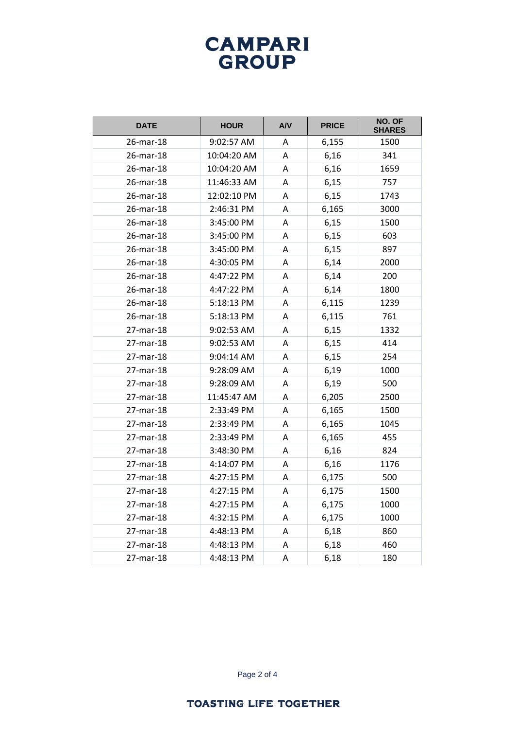| DATE | HOUR | A/V | PRICE | NO. OF SHARES |
|---|---|---|---|---|
| 26-mar-18 | 9:02:57 AM | A | 6,155 | 1500 |
| 26-mar-18 | 10:04:20 AM | A | 6,16 | 341 |
| 26-mar-18 | 10:04:20 AM | A | 6,16 | 1659 |
| 26-mar-18 | 11:46:33 AM | A | 6,15 | 757 |
| 26-mar-18 | 12:02:10 PM | A | 6,15 | 1743 |
| 26-mar-18 | 2:46:31 PM | A | 6,165 | 3000 |
| 26-mar-18 | 3:45:00 PM | A | 6,15 | 1500 |
| 26-mar-18 | 3:45:00 PM | A | 6,15 | 603 |
| 26-mar-18 | 3:45:00 PM | A | 6,15 | 897 |
| 26-mar-18 | 4:30:05 PM | A | 6,14 | 2000 |
| 26-mar-18 | 4:47:22 PM | A | 6,14 | 200 |
| 26-mar-18 | 4:47:22 PM | A | 6,14 | 1800 |
| 26-mar-18 | 5:18:13 PM | A | 6,115 | 1239 |
| 26-mar-18 | 5:18:13 PM | A | 6,115 | 761 |
| 27-mar-18 | 9:02:53 AM | A | 6,15 | 1332 |
| 27-mar-18 | 9:02:53 AM | A | 6,15 | 414 |
| 27-mar-18 | 9:04:14 AM | A | 6,15 | 254 |
| 27-mar-18 | 9:28:09 AM | A | 6,19 | 1000 |
| 27-mar-18 | 9:28:09 AM | A | 6,19 | 500 |
| 27-mar-18 | 11:45:47 AM | A | 6,205 | 2500 |
| 27-mar-18 | 2:33:49 PM | A | 6,165 | 1500 |
| 27-mar-18 | 2:33:49 PM | A | 6,165 | 1045 |
| 27-mar-18 | 2:33:49 PM | A | 6,165 | 455 |
| 27-mar-18 | 3:48:30 PM | A | 6,16 | 824 |
| 27-mar-18 | 4:14:07 PM | A | 6,16 | 1176 |
| 27-mar-18 | 4:27:15 PM | A | 6,175 | 500 |
| 27-mar-18 | 4:27:15 PM | A | 6,175 | 1500 |
| 27-mar-18 | 4:27:15 PM | A | 6,175 | 1000 |
| 27-mar-18 | 4:32:15 PM | A | 6,175 | 1000 |
| 27-mar-18 | 4:48:13 PM | A | 6,18 | 860 |
| 27-mar-18 | 4:48:13 PM | A | 6,18 | 460 |
| 27-mar-18 | 4:48:13 PM | A | 6,18 | 180 |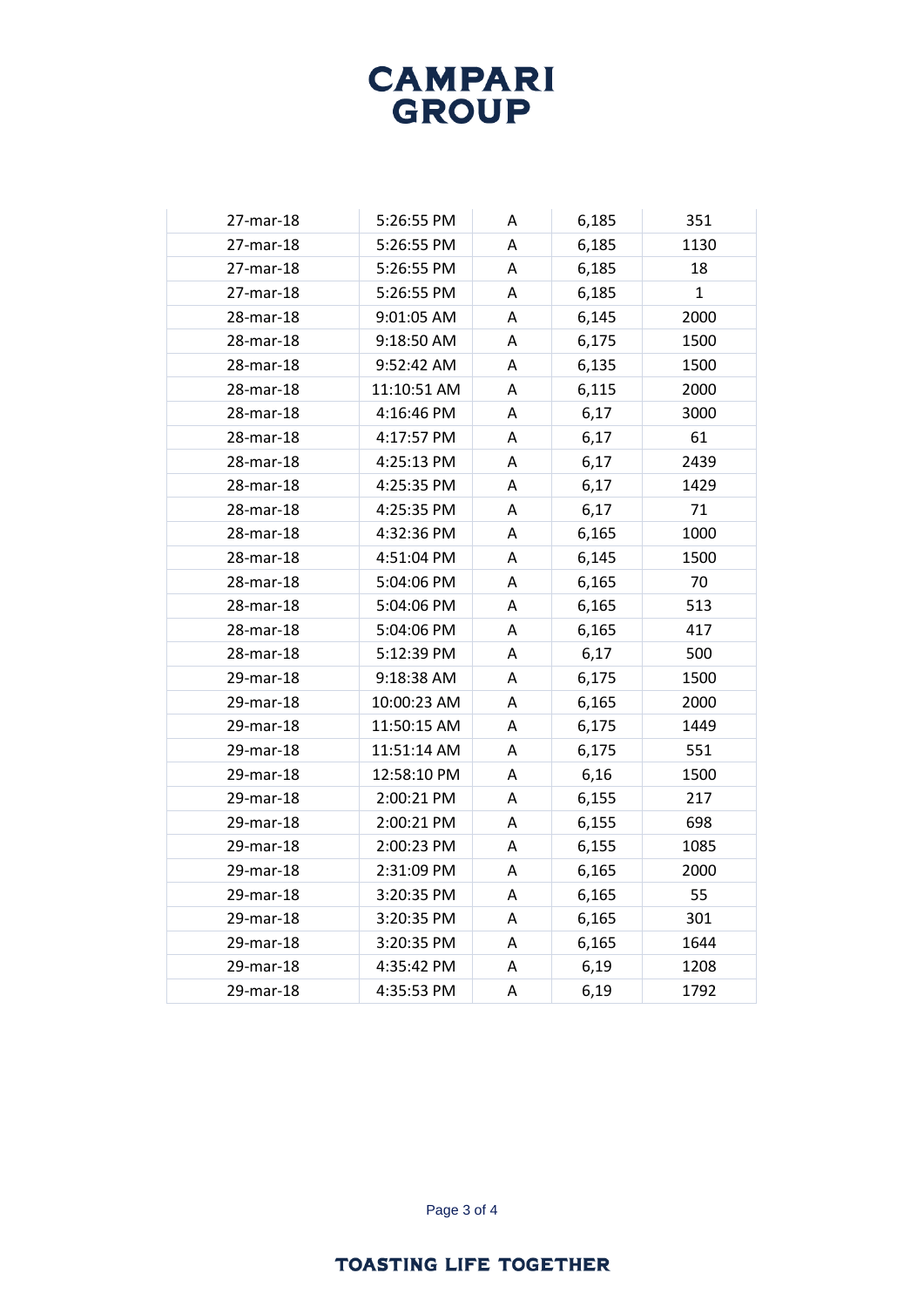| | | | | |
|---|---|---|---|---|
| 27-mar-18 | 5:26:55 PM | A | 6,185 | 351 |
| 27-mar-18 | 5:26:55 PM | A | 6,185 | 1130 |
| 27-mar-18 | 5:26:55 PM | A | 6,185 | 18 |
| 27-mar-18 | 5:26:55 PM | A | 6,185 | 1 |
| 28-mar-18 | 9:01:05 AM | A | 6,145 | 2000 |
| 28-mar-18 | 9:18:50 AM | A | 6,175 | 1500 |
| 28-mar-18 | 9:52:42 AM | A | 6,135 | 1500 |
| 28-mar-18 | 11:10:51 AM | A | 6,115 | 2000 |
| 28-mar-18 | 4:16:46 PM | A | 6,17 | 3000 |
| 28-mar-18 | 4:17:57 PM | A | 6,17 | 61 |
| 28-mar-18 | 4:25:13 PM | A | 6,17 | 2439 |
| 28-mar-18 | 4:25:35 PM | A | 6,17 | 1429 |
| 28-mar-18 | 4:25:35 PM | A | 6,17 | 71 |
| 28-mar-18 | 4:32:36 PM | A | 6,165 | 1000 |
| 28-mar-18 | 4:51:04 PM | A | 6,145 | 1500 |
| 28-mar-18 | 5:04:06 PM | A | 6,165 | 70 |
| 28-mar-18 | 5:04:06 PM | A | 6,165 | 513 |
| 28-mar-18 | 5:04:06 PM | A | 6,165 | 417 |
| 28-mar-18 | 5:12:39 PM | A | 6,17 | 500 |
| 29-mar-18 | 9:18:38 AM | A | 6,175 | 1500 |
| 29-mar-18 | 10:00:23 AM | A | 6,165 | 2000 |
| 29-mar-18 | 11:50:15 AM | A | 6,175 | 1449 |
| 29-mar-18 | 11:51:14 AM | A | 6,175 | 551 |
| 29-mar-18 | 12:58:10 PM | A | 6,16 | 1500 |
| 29-mar-18 | 2:00:21 PM | A | 6,155 | 217 |
| 29-mar-18 | 2:00:21 PM | A | 6,155 | 698 |
| 29-mar-18 | 2:00:23 PM | A | 6,155 | 1085 |
| 29-mar-18 | 2:31:09 PM | A | 6,165 | 2000 |
| 29-mar-18 | 3:20:35 PM | A | 6,165 | 55 |
| 29-mar-18 | 3:20:35 PM | A | 6,165 | 301 |
| 29-mar-18 | 3:20:35 PM | A | 6,165 | 1644 |
| 29-mar-18 | 4:35:42 PM | A | 6,19 | 1208 |
| 29-mar-18 | 4:35:53 PM | A | 6,19 | 1792 |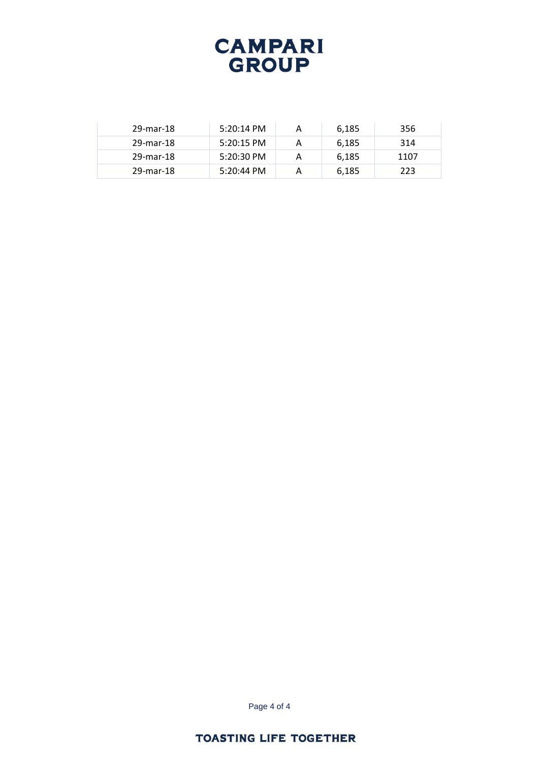CAMPARI GROUP

| | | | | |
|---|---|---|---|---|
| 29-mar-18 | 5:20:14 PM | A | 6,185 | 356 |
| 29-mar-18 | 5:20:15 PM | A | 6,185 | 314 |
| 29-mar-18 | 5:20:30 PM | A | 6,185 | 1107 |
| 29-mar-18 | 5:20:44 PM | A | 6,185 | 223 |

TOASTING LIFE TOGETHER